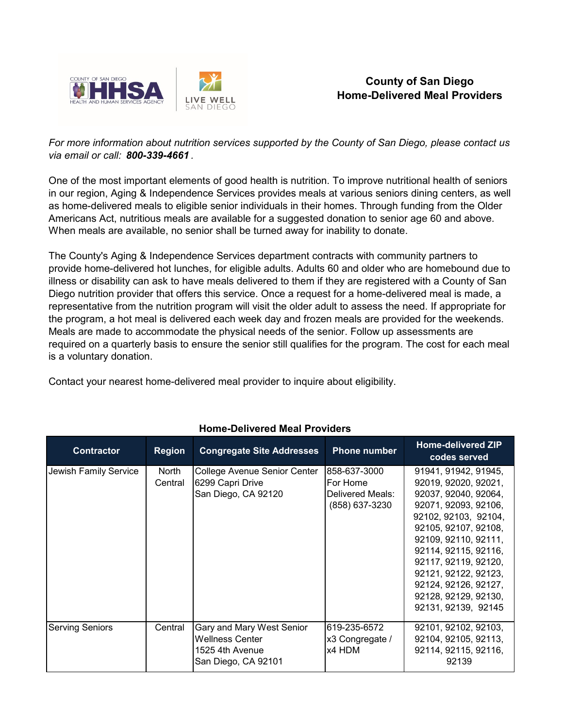# County of San Diego
## Home-Delivered Meal Providers

*For more information about nutrition services supported by the County of San Diego, please contact us via email or call:* ***800-339-4661*** *.*

One of the most important elements of good health is nutrition. To improve nutritional health of seniors in our region, Aging & Independence Services provides meals at various seniors dining centers, as well as home-delivered meals to eligible senior individuals in their homes. Through funding from the Older Americans Act, nutritious meals are available for a suggested donation to senior age 60 and above. When meals are available, no senior shall be turned away for inability to donate.

The County's Aging & Independence Services department contracts with community partners to provide home-delivered hot lunches, for eligible adults. Adults 60 and older who are homebound due to illness or disability can ask to have meals delivered to them if they are registered with a County of San Diego nutrition provider that offers this service. Once a request for a home-delivered meal is made, a representative from the nutrition program will visit the older adult to assess the need. If appropriate for the program, a hot meal is delivered each week day and frozen meals are provided for the weekends. Meals are made to accommodate the physical needs of the senior. Follow up assessments are required on a quarterly basis to ensure the senior still qualifies for the program. The cost for each meal is a voluntary donation.

Contact your nearest home-delivered meal provider to inquire about eligibility.

### Home-Delivered Meal Providers

| Contractor | Region | Congregate Site Addresses | Phone number | Home-delivered ZIP codes served |
|---|---|---|---|---|
| Jewish Family Service | North Central | College Avenue Senior Center<br>6299 Capri Drive<br>San Diego, CA 92120 | 858-637-3000<br>For Home Delivered Meals: (858) 637-3230 | 91941, 91942, 91945, 92019, 92020, 92021, 92037, 92040, 92064, 92071, 92093, 92106, 92102, 92103, 92104, 92105, 92107, 92108, 92109, 92110, 92111, 92114, 92115, 92116, 92117, 92119, 92120, 92121, 92122, 92123, 92124, 92126, 92127, 92128, 92129, 92130, 92131, 92139, 92145 |
| Serving Seniors | Central | Gary and Mary West Senior Wellness Center<br>1525 4th Avenue<br>San Diego, CA 92101 | 619-235-6572<br>x3 Congregate /<br>x4 HDM | 92101, 92102, 92103, 92104, 92105, 92113, 92114, 92115, 92116, 92139 |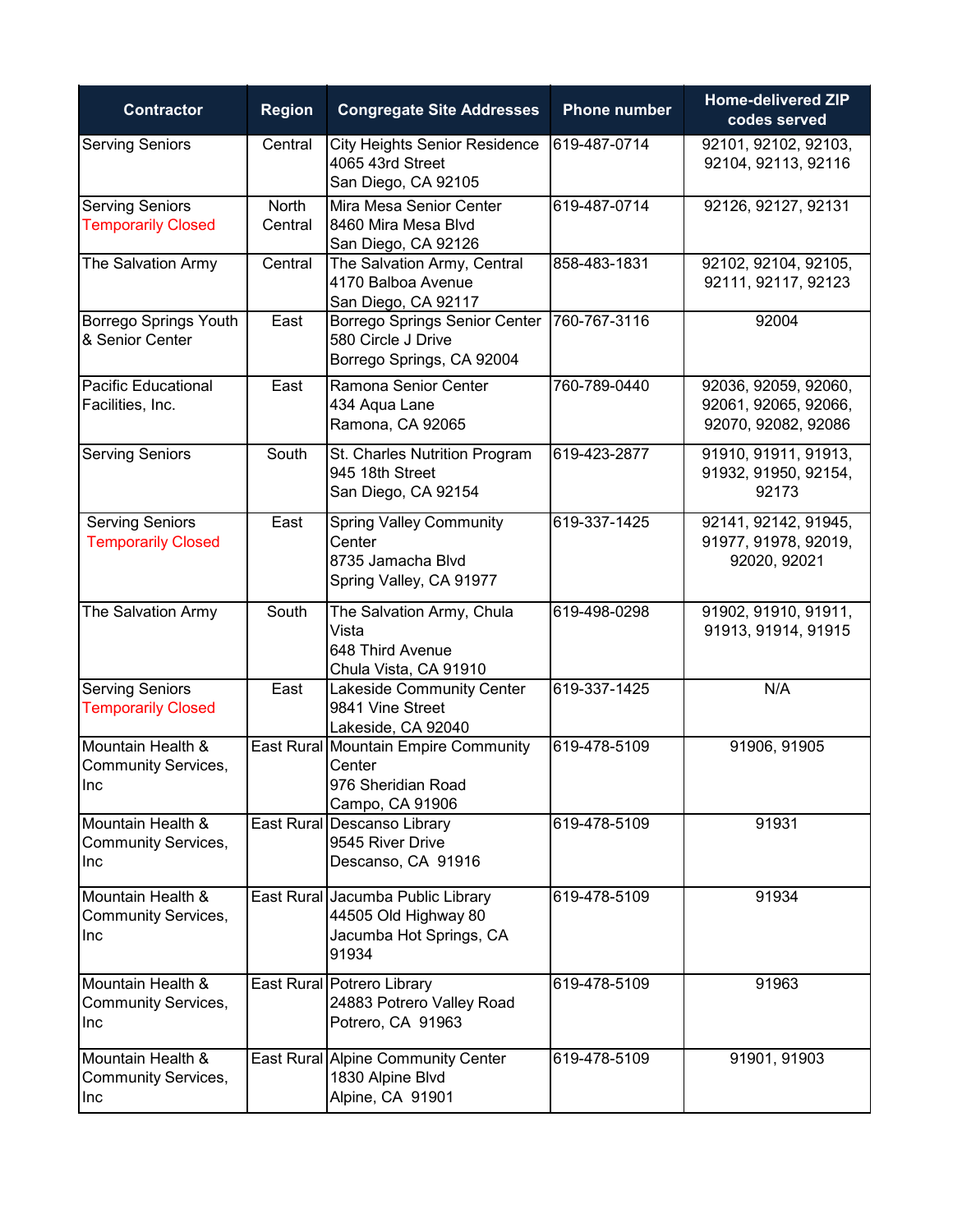| Contractor | Region | Congregate Site Addresses | Phone number | Home-delivered ZIP codes served |
|---|---|---|---|---|
| Serving Seniors | Central | City Heights Senior Residence<br>4065 43rd Street<br>San Diego, CA 92105 | 619-487-0714 | 92101, 92102, 92103, 92104, 92113, 92116 |
| Serving Seniors<br>Temporarily Closed | North Central | Mira Mesa Senior Center<br>8460 Mira Mesa Blvd<br>San Diego, CA 92126 | 619-487-0714 | 92126, 92127, 92131 |
| The Salvation Army | Central | The Salvation Army, Central<br>4170 Balboa Avenue<br>San Diego, CA 92117 | 858-483-1831 | 92102, 92104, 92105, 92111, 92117, 92123 |
| Borrego Springs Youth & Senior Center | East | Borrego Springs Senior Center<br>580 Circle J Drive<br>Borrego Springs, CA 92004 | 760-767-3116 | 92004 |
| Pacific Educational Facilities, Inc. | East | Ramona Senior Center<br>434 Aqua Lane<br>Ramona, CA 92065 | 760-789-0440 | 92036, 92059, 92060, 92061, 92065, 92066, 92070, 92082, 92086 |
| Serving Seniors | South | St. Charles Nutrition Program<br>945 18th Street<br>San Diego, CA 92154 | 619-423-2877 | 91910, 91911, 91913, 91932, 91950, 92154, 92173 |
| Serving Seniors<br>Temporarily Closed | East | Spring Valley Community Center<br>8735 Jamacha Blvd<br>Spring Valley, CA 91977 | 619-337-1425 | 92141, 92142, 91945, 91977, 91978, 92019, 92020, 92021 |
| The Salvation Army | South | The Salvation Army, Chula Vista<br>648 Third Avenue<br>Chula Vista, CA 91910 | 619-498-0298 | 91902, 91910, 91911, 91913, 91914, 91915 |
| Serving Seniors<br>Temporarily Closed | East | Lakeside Community Center<br>9841 Vine Street<br>Lakeside, CA 92040 | 619-337-1425 | N/A |
| Mountain Health & Community Services, Inc | East Rural | Mountain Empire Community Center<br>976 Sheridian Road<br>Campo, CA 91906 | 619-478-5109 | 91906, 91905 |
| Mountain Health & Community Services, Inc | East Rural | Descanso Library<br>9545 River Drive<br>Descanso, CA 91916 | 619-478-5109 | 91931 |
| Mountain Health & Community Services, Inc | East Rural | Jacumba Public Library<br>44505 Old Highway 80<br>Jacumba Hot Springs, CA 91934 | 619-478-5109 | 91934 |
| Mountain Health & Community Services, Inc | East Rural | Potrero Library<br>24883 Potrero Valley Road<br>Potrero, CA 91963 | 619-478-5109 | 91963 |
| Mountain Health & Community Services, Inc | East Rural | Alpine Community Center<br>1830 Alpine Blvd<br>Alpine, CA 91901 | 619-478-5109 | 91901, 91903 |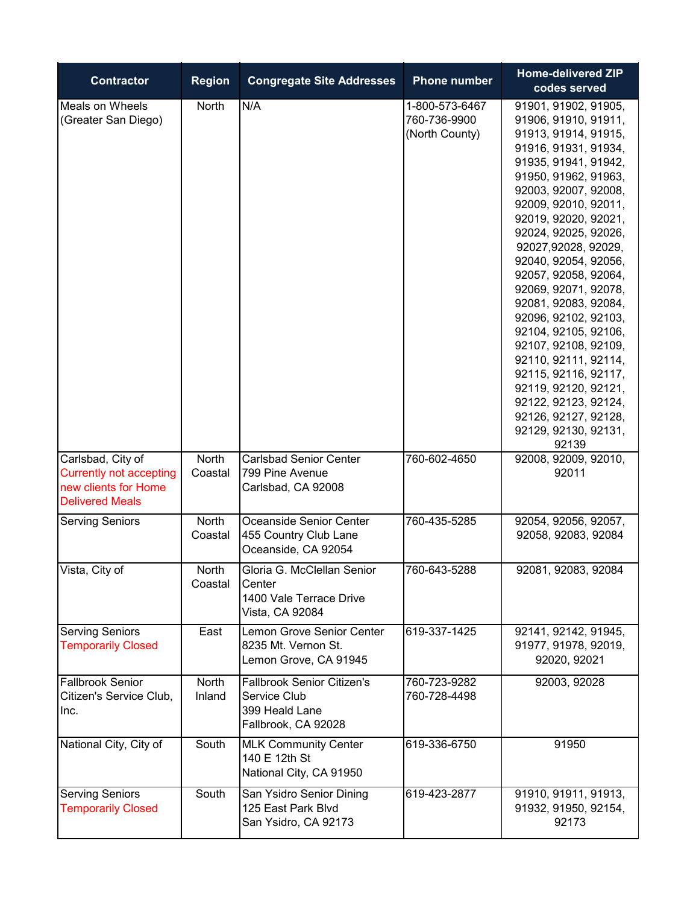| Contractor | Region | Congregate Site Addresses | Phone number | Home-delivered ZIP codes served |
|---|---|---|---|---|
| Meals on Wheels (Greater San Diego) | North | N/A | 1-800-573-6467<br>760-736-9900 (North County) | 91901, 91902, 91905, 91906, 91910, 91911, 91913, 91914, 91915, 91916, 91931, 91934, 91935, 91941, 91942, 91950, 91962, 91963, 92003, 92007, 92008, 92009, 92010, 92011, 92019, 92020, 92021, 92024, 92025, 92026, 92027,92028, 92029, 92040, 92054, 92056, 92057, 92058, 92064, 92069, 92071, 92078, 92081, 92083, 92084, 92096, 92102, 92103, 92104, 92105, 92106, 92107, 92108, 92109, 92110, 92111, 92114, 92115, 92116, 92117, 92119, 92120, 92121, 92122, 92123, 92124, 92126, 92127, 92128, 92129, 92130, 92131, 92139 |
| Carlsbad, City of<br>Currently not accepting new clients for Home Delivered Meals | North Coastal | Carlsbad Senior Center<br>799 Pine Avenue<br>Carlsbad, CA 92008 | 760-602-4650 | 92008, 92009, 92010, 92011 |
| Serving Seniors | North Coastal | Oceanside Senior Center<br>455 Country Club Lane<br>Oceanside, CA 92054 | 760-435-5285 | 92054, 92056, 92057, 92058, 92083, 92084 |
| Vista, City of | North Coastal | Gloria G. McClellan Senior Center<br>1400 Vale Terrace Drive<br>Vista, CA 92084 | 760-643-5288 | 92081, 92083, 92084 |
| Serving Seniors<br>Temporarily Closed | East | Lemon Grove Senior Center<br>8235 Mt. Vernon St.<br>Lemon Grove, CA 91945 | 619-337-1425 | 92141, 92142, 91945, 91977, 91978, 92019, 92020, 92021 |
| Fallbrook Senior Citizen's Service Club, Inc. | North Inland | Fallbrook Senior Citizen's Service Club<br>399 Heald Lane<br>Fallbrook, CA 92028 | 760-723-9282<br>760-728-4498 | 92003, 92028 |
| National City, City of | South | MLK Community Center<br>140 E 12th St<br>National City, CA 91950 | 619-336-6750 | 91950 |
| Serving Seniors<br>Temporarily Closed | South | San Ysidro Senior Dining<br>125 East Park Blvd<br>San Ysidro, CA 92173 | 619-423-2877 | 91910, 91911, 91913, 91932, 91950, 92154, 92173 |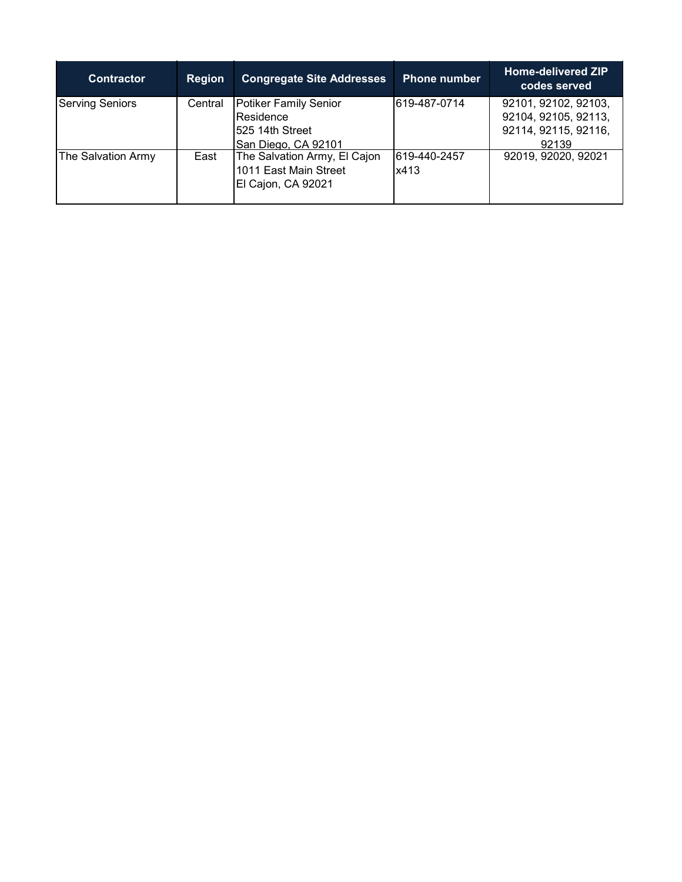| Contractor | Region | Congregate Site Addresses | Phone number | Home-delivered ZIP codes served |
| --- | --- | --- | --- | --- |
| Serving Seniors | Central | Potiker Family Senior Residence<br>525 14th Street<br>San Diego, CA 92101 | 619-487-0714 | 92101, 92102, 92103, 92104, 92105, 92113, 92114, 92115, 92116, 92139 |
| The Salvation Army | East | The Salvation Army, El Cajon<br>1011 East Main Street<br>El Cajon, CA 92021 | 619-440-2457 x413 | 92019, 92020, 92021 |